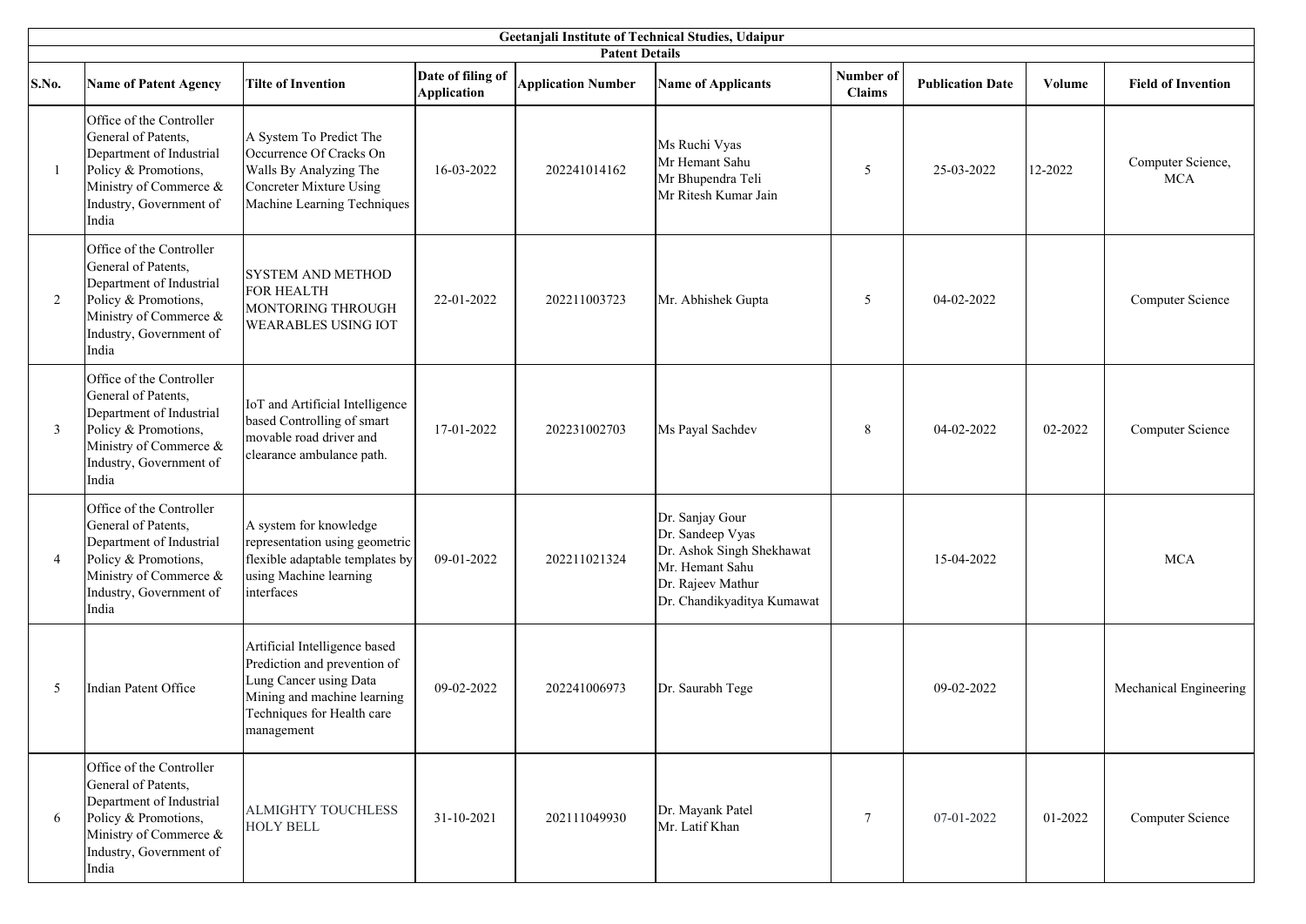# Geetanjali Institute of Technical Studies, Udaipur

## Patent Details

| S.No. | Name of Patent Agency | Tilte of Invention | Date of filing of Application | Application Number | Name of Applicants | Number of Claims | Publication Date | Volume | Field of Invention |
|---|---|---|---|---|---|---|---|---|---|
| 1 | Office of the Controller General of Patents, Department of Industrial Policy & Promotions, Ministry of Commerce & Industry, Government of India | A System To Predict The Occurrence Of Cracks On Walls By Analyzing The Concreter Mixture Using Machine Learning Techniques | 16-03-2022 | 202241014162 | Ms Ruchi Vyas<br>Mr Hemant Sahu<br>Mr Bhupendra Teli<br>Mr Ritesh Kumar Jain | 5 | 25-03-2022 | 12-2022 | Computer Science, MCA |
| 2 | Office of the Controller General of Patents, Department of Industrial Policy & Promotions, Ministry of Commerce & Industry, Government of India | SYSTEM AND METHOD FOR HEALTH MONTORING THROUGH WEARABLES USING IOT | 22-01-2022 | 202211003723 | Mr. Abhishek Gupta | 5 | 04-02-2022 | | Computer Science |
| 3 | Office of the Controller General of Patents, Department of Industrial Policy & Promotions, Ministry of Commerce & Industry, Government of India | IoT and Artificial Intelligence based Controlling of smart movable road driver and clearance ambulance path. | 17-01-2022 | 202231002703 | Ms Payal Sachdev | 8 | 04-02-2022 | 02-2022 | Computer Science |
| 4 | Office of the Controller General of Patents, Department of Industrial Policy & Promotions, Ministry of Commerce & Industry, Government of India | A system for knowledge representation using geometric flexible adaptable templates by using Machine learning interfaces | 09-01-2022 | 202211021324 | Dr. Sanjay Gour<br>Dr. Sandeep Vyas<br>Dr. Ashok Singh Shekhawat<br>Mr. Hemant Sahu<br>Dr. Rajeev Mathur<br>Dr. Chandikyaditya Kumawat | | 15-04-2022 | | MCA |
| 5 | Indian Patent Office | Artificial Intelligence based Prediction and prevention of Lung Cancer using Data Mining and machine learning Techniques for Health care management | 09-02-2022 | 202241006973 | Dr. Saurabh Tege | | 09-02-2022 | | Mechanical Engineering |
| 6 | Office of the Controller General of Patents, Department of Industrial Policy & Promotions, Ministry of Commerce & Industry, Government of India | ALMIGHTY TOUCHLESS HOLY BELL | 31-10-2021 | 202111049930 | Dr. Mayank Patel<br>Mr. Latif Khan | 7 | 07-01-2022 | 01-2022 | Computer Science |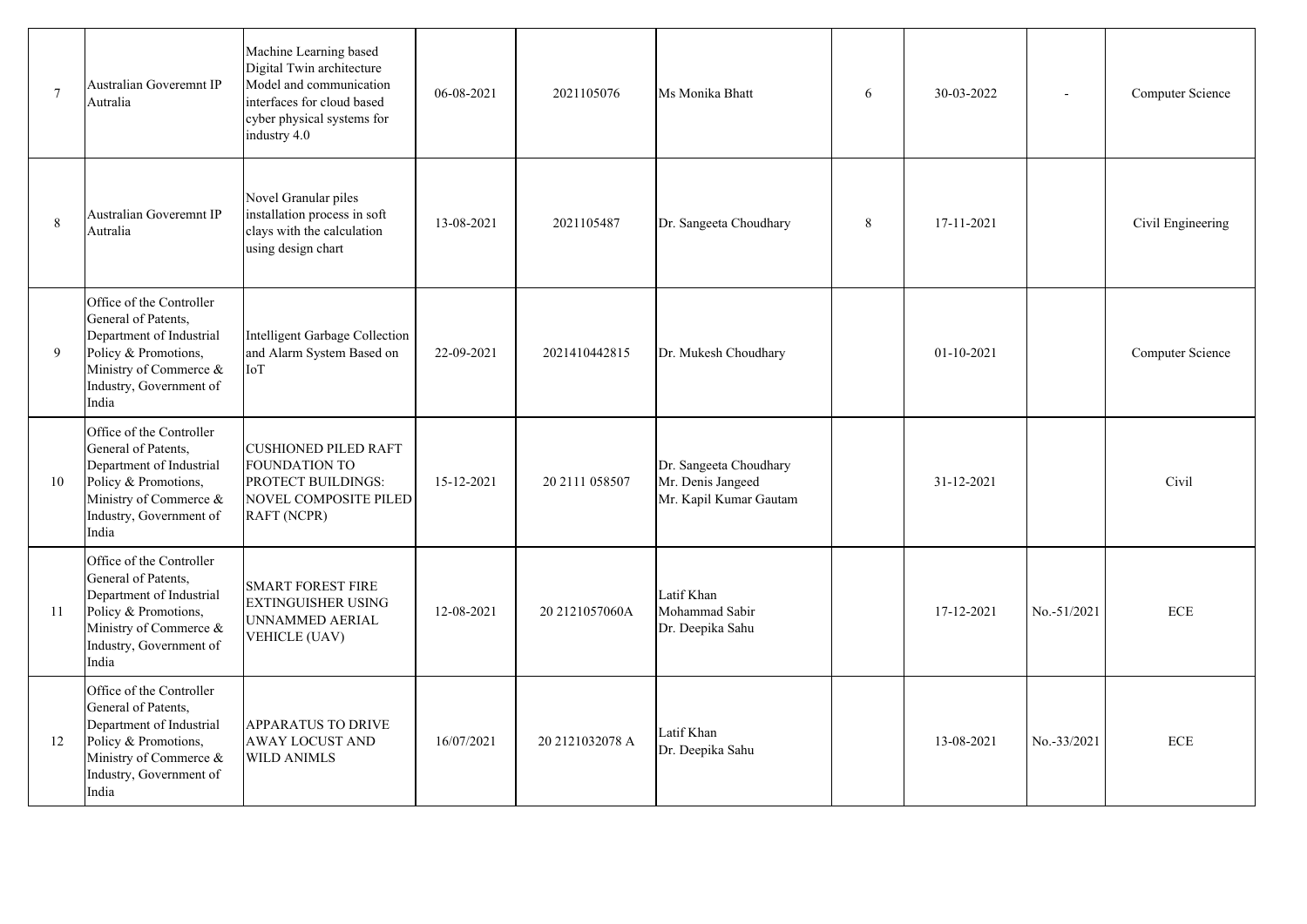| | | | | | | | | | |
|---|---|---|---|---|---|---|---|---|---|
| 7 | Australian Goveremnt IP Autralia | Machine Learning based Digital Twin architecture Model and communication interfaces for cloud based cyber physical systems for industry 4.0 | 06-08-2021 | 2021105076 | Ms Monika Bhatt | 6 | 30-03-2022 | - | Computer Science |
| 8 | Australian Goveremnt IP Autralia | Novel Granular piles installation process in soft clays with the calculation using design chart | 13-08-2021 | 2021105487 | Dr. Sangeeta Choudhary | 8 | 17-11-2021 | | Civil Engineering |
| 9 | Office of the Controller General of Patents, Department of Industrial Policy & Promotions, Ministry of Commerce & Industry, Government of India | Intelligent Garbage Collection and Alarm System Based on IoT | 22-09-2021 | 2021410442815 | Dr. Mukesh Choudhary | | 01-10-2021 | | Computer Science |
| 10 | Office of the Controller General of Patents, Department of Industrial Policy & Promotions, Ministry of Commerce & Industry, Government of India | CUSHIONED PILED RAFT FOUNDATION TO PROTECT BUILDINGS: NOVEL COMPOSITE PILED RAFT (NCPR) | 15-12-2021 | 20 2111 058507 | Dr. Sangeeta Choudhary<br>Mr. Denis Jangeed<br>Mr. Kapil Kumar Gautam | | 31-12-2021 | | Civil |
| 11 | Office of the Controller General of Patents, Department of Industrial Policy & Promotions, Ministry of Commerce & Industry, Government of India | SMART FOREST FIRE EXTINGUISHER USING UNNAMMED AERIAL VEHICLE (UAV) | 12-08-2021 | 20 2121057060A | Latif Khan<br>Mohammad Sabir<br>Dr. Deepika Sahu | | 17-12-2021 | No.-51/2021 | ECE |
| 12 | Office of the Controller General of Patents, Department of Industrial Policy & Promotions, Ministry of Commerce & Industry, Government of India | APPARATUS TO DRIVE AWAY LOCUST AND WILD ANIMLS | 16/07/2021 | 20 2121032078 A | Latif Khan<br>Dr. Deepika Sahu | | 13-08-2021 | No.-33/2021 | ECE |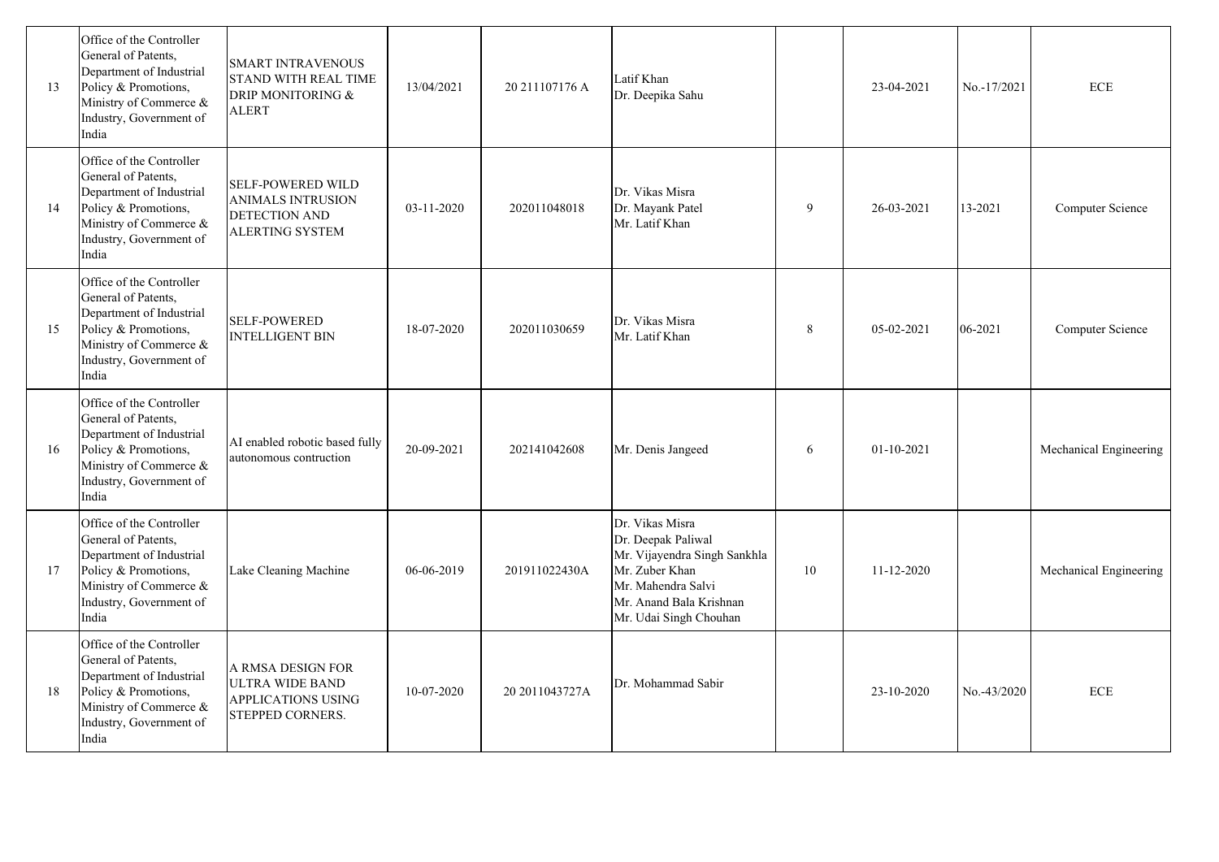| 13 | Office of the Controller General of Patents, Department of Industrial Policy & Promotions, Ministry of Commerce & Industry, Government of India | SMART INTRAVENOUS STAND WITH REAL TIME DRIP MONITORING & ALERT | 13/04/2021 | 20 211107176 A | Latif Khan<br>Dr. Deepika Sahu | | 23-04-2021 | No.-17/2021 | ECE |
|---|---|---|---|---|---|---|---|---|---|
| 14 | Office of the Controller General of Patents, Department of Industrial Policy & Promotions, Ministry of Commerce & Industry, Government of India | SELF-POWERED WILD ANIMALS INTRUSION DETECTION AND ALERTING SYSTEM | 03-11-2020 | 202011048018 | Dr. Vikas Misra<br>Dr. Mayank Patel<br>Mr. Latif Khan | 9 | 26-03-2021 | 13-2021 | Computer Science |
| 15 | Office of the Controller General of Patents, Department of Industrial Policy & Promotions, Ministry of Commerce & Industry, Government of India | SELF-POWERED INTELLIGENT BIN | 18-07-2020 | 202011030659 | Dr. Vikas Misra<br>Mr. Latif Khan | 8 | 05-02-2021 | 06-2021 | Computer Science |
| 16 | Office of the Controller General of Patents, Department of Industrial Policy & Promotions, Ministry of Commerce & Industry, Government of India | AI enabled robotic based fully autonomous contruction | 20-09-2021 | 202141042608 | Mr. Denis Jangeed | 6 | 01-10-2021 | | Mechanical Engineering |
| 17 | Office of the Controller General of Patents, Department of Industrial Policy & Promotions, Ministry of Commerce & Industry, Government of India | Lake Cleaning Machine | 06-06-2019 | 201911022430A | Dr. Vikas Misra<br>Dr. Deepak Paliwal<br>Mr. Vijayendra Singh Sankhla<br>Mr. Zuber Khan<br>Mr. Mahendra Salvi<br>Mr. Anand Bala Krishnan<br>Mr. Udai Singh Chouhan | 10 | 11-12-2020 | | Mechanical Engineering |
| 18 | Office of the Controller General of Patents, Department of Industrial Policy & Promotions, Ministry of Commerce & Industry, Government of India | A RMSA DESIGN FOR ULTRA WIDE BAND APPLICATIONS USING STEPPED CORNERS. | 10-07-2020 | 20 2011043727A | Dr. Mohammad Sabir | | 23-10-2020 | No.-43/2020 | ECE |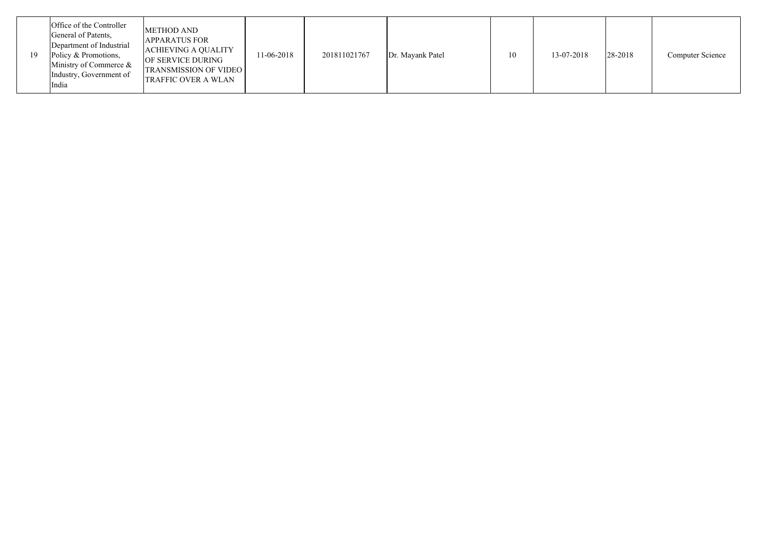| | | | | | | | | |
|---|---|---|---|---|---|---|---|---|
| 19 | Office of the Controller General of Patents, Department of Industrial Policy & Promotions, Ministry of Commerce & Industry, Government of India | METHOD AND APPARATUS FOR ACHIEVING A QUALITY OF SERVICE DURING TRANSMISSION OF VIDEO TRAFFIC OVER A WLAN | 11-06-2018 | 201811021767 | Dr. Mayank Patel | 10 | 13-07-2018 | 28-2018 | Computer Science |